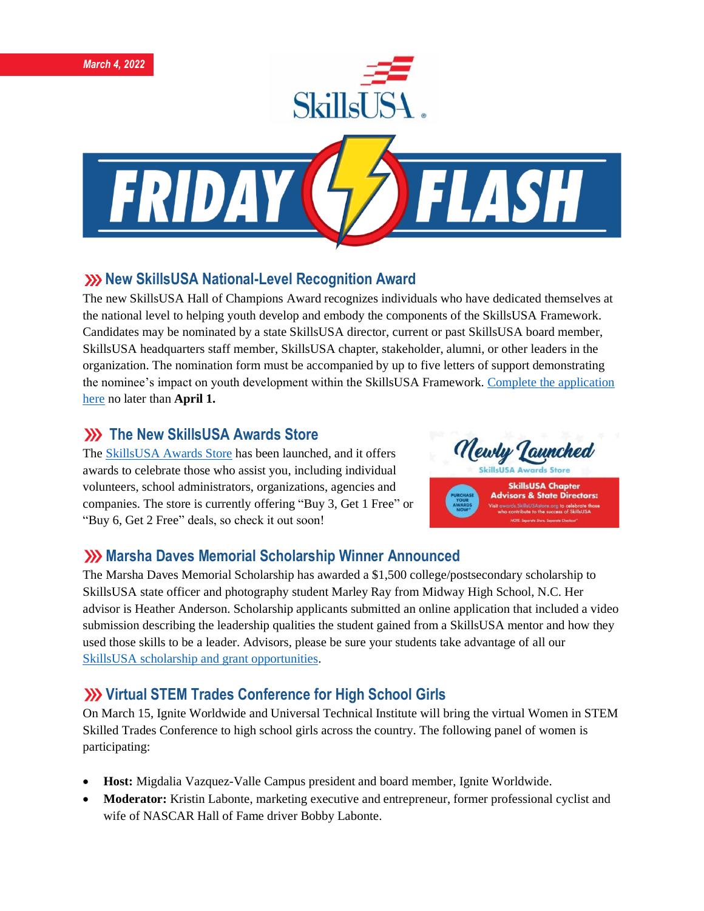*March 4, 2022*

# FRIDAY FLASH

## New SkillsUSA National-Level Recognition Award

The new SkillsUSA Hall of Champions Award recognizes individuals who have dedicated themselves at the national level to helping youth develop and embody the components of the SkillsUSA Framework. Candidates may be nominated by a state SkillsUSA director, current or past SkillsUSA board member, SkillsUSA headquarters staff member, SkillsUSA chapter, stakeholder, alumni, or other leaders in the organization. The nomination form must be accompanied by up to five letters of support demonstrating the nominee's impact on youth development within the SkillsUSA Framework. Complete the application here no later than **April 1.**

## The New SkillsUSA Awards Store

The SkillsUSA Awards Store has been launched, and it offers awards to celebrate those who assist you, including individual volunteers, school administrators, organizations, agencies and companies. The store is currently offering "Buy 3, Get 1 Free" or "Buy 6, Get 2 Free" deals, so check it out soon!

## Marsha Daves Memorial Scholarship Winner Announced

The Marsha Daves Memorial Scholarship has awarded a $1,500 college/postsecondary scholarship to SkillsUSA state officer and photography student Marley Ray from Midway High School, N.C. Her advisor is Heather Anderson. Scholarship applicants submitted an online application that included a video submission describing the leadership qualities the student gained from a SkillsUSA mentor and how they used those skills to be a leader. Advisors, please be sure your students take advantage of all our SkillsUSA scholarship and grant opportunities.

## Virtual STEM Trades Conference for High School Girls

On March 15, Ignite Worldwide and Universal Technical Institute will bring the virtual Women in STEM Skilled Trades Conference to high school girls across the country. The following panel of women is participating:

- **Host:** Migdalia Vazquez-Valle Campus president and board member, Ignite Worldwide.
- **Moderator:** Kristin Labonte, marketing executive and entrepreneur, former professional cyclist and wife of NASCAR Hall of Fame driver Bobby Labonte.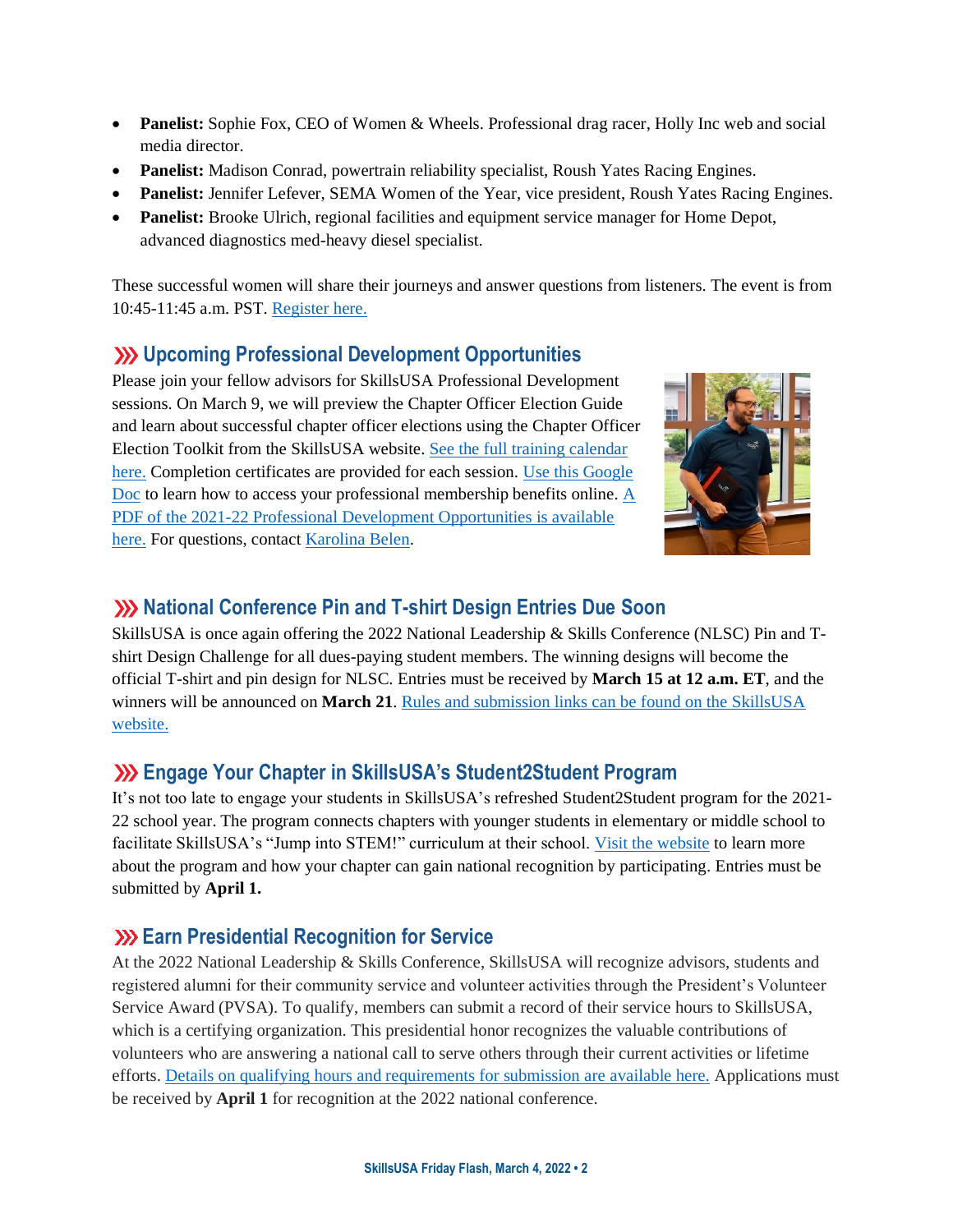- **Panelist:** Sophie Fox, CEO of Women & Wheels. Professional drag racer, Holly Inc web and social media director.
- **Panelist:** Madison Conrad, powertrain reliability specialist, Roush Yates Racing Engines.
- **Panelist:** Jennifer Lefever, SEMA Women of the Year, vice president, Roush Yates Racing Engines.
- **Panelist:** Brooke Ulrich, regional facilities and equipment service manager for Home Depot, advanced diagnostics med-heavy diesel specialist.

These successful women will share their journeys and answer questions from listeners. The event is from 10:45-11:45 a.m. PST. Register here.

## Upcoming Professional Development Opportunities

Please join your fellow advisors for SkillsUSA Professional Development sessions. On March 9, we will preview the Chapter Officer Election Guide and learn about successful chapter officer elections using the Chapter Officer Election Toolkit from the SkillsUSA website. See the full training calendar here. Completion certificates are provided for each session. Use this Google Doc to learn how to access your professional membership benefits online. A PDF of the 2021-22 Professional Development Opportunities is available here. For questions, contact Karolina Belen.

## National Conference Pin and T-shirt Design Entries Due Soon

SkillsUSA is once again offering the 2022 National Leadership & Skills Conference (NLSC) Pin and T-shirt Design Challenge for all dues-paying student members. The winning designs will become the official T-shirt and pin design for NLSC. Entries must be received by **March 15 at 12 a.m. ET**, and the winners will be announced on **March 21**. Rules and submission links can be found on the SkillsUSA website.

## Engage Your Chapter in SkillsUSA's Student2Student Program

It's not too late to engage your students in SkillsUSA's refreshed Student2Student program for the 2021-22 school year. The program connects chapters with younger students in elementary or middle school to facilitate SkillsUSA's "Jump into STEM!" curriculum at their school. Visit the website to learn more about the program and how your chapter can gain national recognition by participating. Entries must be submitted by **April 1.**

## Earn Presidential Recognition for Service

At the 2022 National Leadership & Skills Conference, SkillsUSA will recognize advisors, students and registered alumni for their community service and volunteer activities through the President's Volunteer Service Award (PVSA). To qualify, members can submit a record of their service hours to SkillsUSA, which is a certifying organization. This presidential honor recognizes the valuable contributions of volunteers who are answering a national call to serve others through their current activities or lifetime efforts. Details on qualifying hours and requirements for submission are available here. Applications must be received by **April 1** for recognition at the 2022 national conference.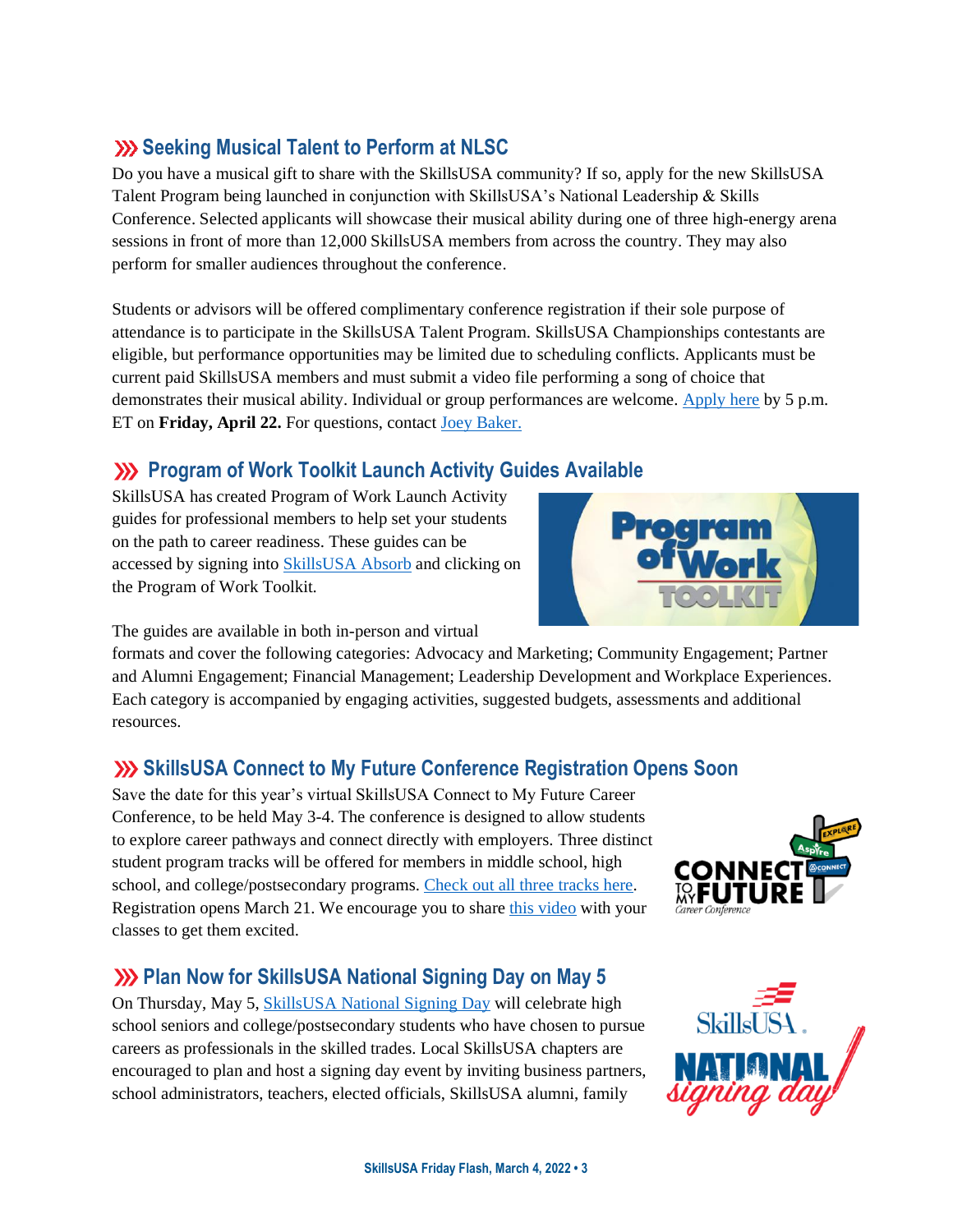## ››› Seeking Musical Talent to Perform at NLSC

Do you have a musical gift to share with the SkillsUSA community? If so, apply for the new SkillsUSA Talent Program being launched in conjunction with SkillsUSA's National Leadership & Skills Conference. Selected applicants will showcase their musical ability during one of three high-energy arena sessions in front of more than 12,000 SkillsUSA members from across the country. They may also perform for smaller audiences throughout the conference.

Students or advisors will be offered complimentary conference registration if their sole purpose of attendance is to participate in the SkillsUSA Talent Program. SkillsUSA Championships contestants are eligible, but performance opportunities may be limited due to scheduling conflicts. Applicants must be current paid SkillsUSA members and must submit a video file performing a song of choice that demonstrates their musical ability. Individual or group performances are welcome. Apply here by 5 p.m. ET on **Friday, April 22.** For questions, contact Joey Baker.

## ››› Program of Work Toolkit Launch Activity Guides Available

SkillsUSA has created Program of Work Launch Activity guides for professional members to help set your students on the path to career readiness. These guides can be accessed by signing into SkillsUSA Absorb and clicking on the Program of Work Toolkit.

The guides are available in both in-person and virtual formats and cover the following categories: Advocacy and Marketing; Community Engagement; Partner and Alumni Engagement; Financial Management; Leadership Development and Workplace Experiences. Each category is accompanied by engaging activities, suggested budgets, assessments and additional resources.

## ››› SkillsUSA Connect to My Future Conference Registration Opens Soon

Save the date for this year's virtual SkillsUSA Connect to My Future Career Conference, to be held May 3-4. The conference is designed to allow students to explore career pathways and connect directly with employers. Three distinct student program tracks will be offered for members in middle school, high school, and college/postsecondary programs. Check out all three tracks here. Registration opens March 21. We encourage you to share this video with your classes to get them excited.

## ››› Plan Now for SkillsUSA National Signing Day on May 5

On Thursday, May 5, SkillsUSA National Signing Day will celebrate high school seniors and college/postsecondary students who have chosen to pursue careers as professionals in the skilled trades. Local SkillsUSA chapters are encouraged to plan and host a signing day event by inviting business partners, school administrators, teachers, elected officials, SkillsUSA alumni, family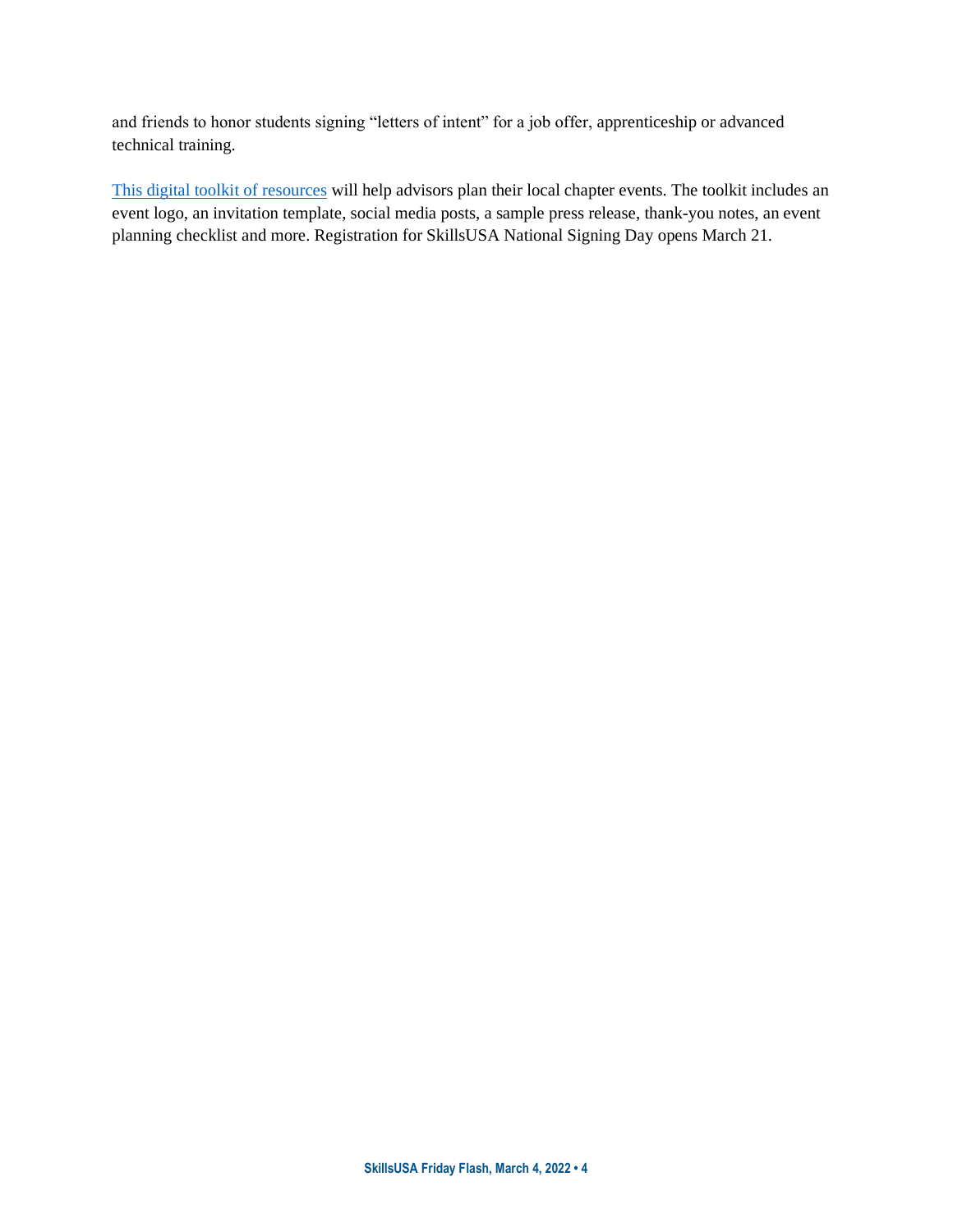and friends to honor students signing "letters of intent" for a job offer, apprenticeship or advanced technical training.

This digital toolkit of resources will help advisors plan their local chapter events. The toolkit includes an event logo, an invitation template, social media posts, a sample press release, thank-you notes, an event planning checklist and more. Registration for SkillsUSA National Signing Day opens March 21.